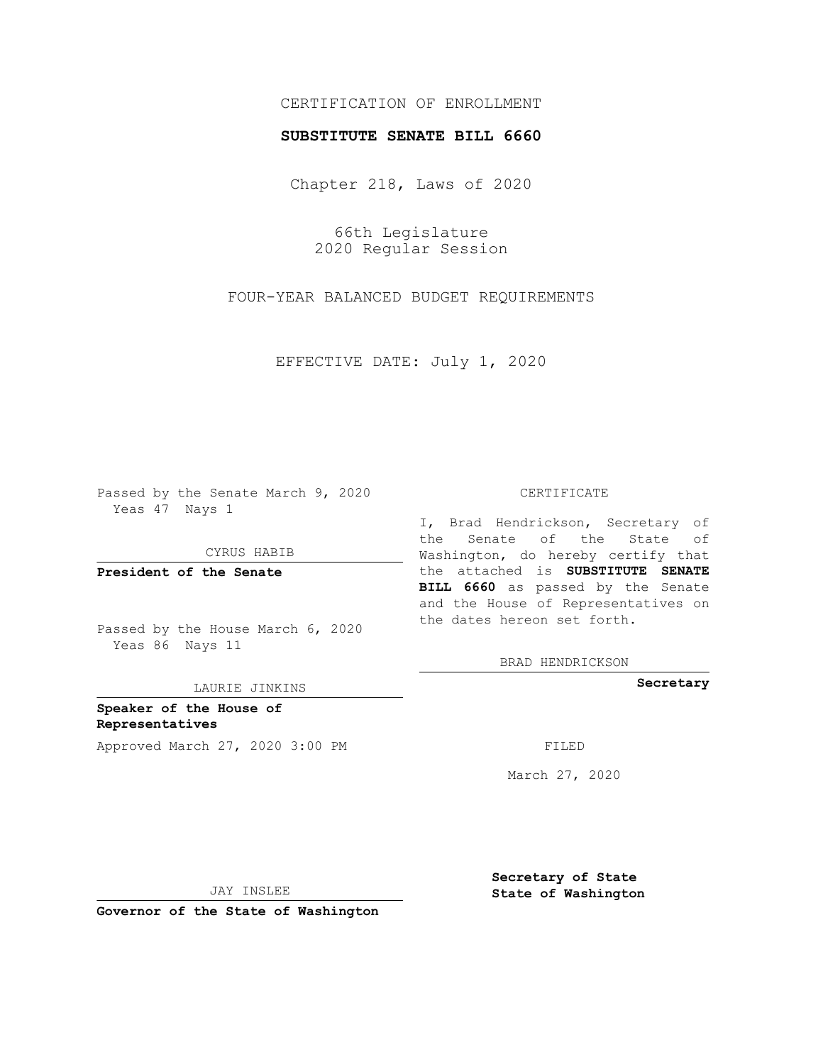CERTIFICATION OF ENROLLMENT

**SUBSTITUTE SENATE BILL 6660**

Chapter 218, Laws of 2020

66th Legislature
2020 Regular Session

FOUR-YEAR BALANCED BUDGET REQUIREMENTS

EFFECTIVE DATE: July 1, 2020

Passed by the Senate March 9, 2020
Yeas 47 Nays 1

CYRUS HABIB

**President of the Senate**

Passed by the House March 6, 2020
Yeas 86 Nays 11

LAURIE JINKINS

**Speaker of the House of Representatives**

Approved March 27, 2020 3:00 PM

JAY INSLEE

**Governor of the State of Washington**

CERTIFICATE

I, Brad Hendrickson, Secretary of the Senate of the State of Washington, do hereby certify that the attached is **SUBSTITUTE SENATE BILL 6660** as passed by the Senate and the House of Representatives on the dates hereon set forth.

BRAD HENDRICKSON

**Secretary**

FILED

March 27, 2020

**Secretary of State**
**State of Washington**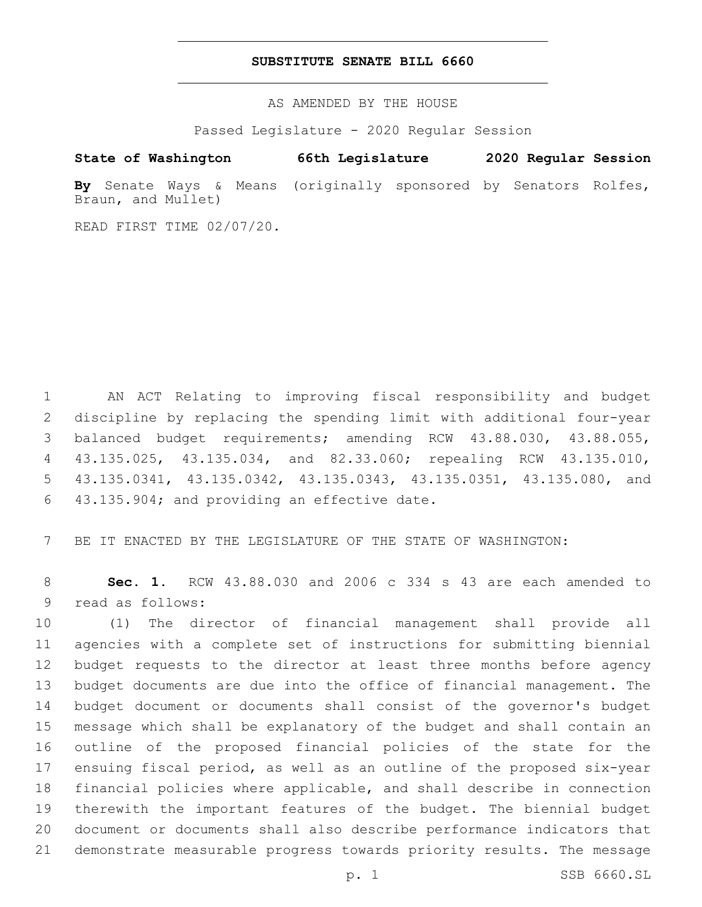**SUBSTITUTE SENATE BILL 6660**

AS AMENDED BY THE HOUSE

Passed Legislature - 2020 Regular Session

**State of Washington 66th Legislature 2020 Regular Session**

**By** Senate Ways & Means (originally sponsored by Senators Rolfes, Braun, and Mullet)

READ FIRST TIME 02/07/20.

AN ACT Relating to improving fiscal responsibility and budget discipline by replacing the spending limit with additional four-year balanced budget requirements; amending RCW 43.88.030, 43.88.055, 43.135.025, 43.135.034, and 82.33.060; repealing RCW 43.135.010, 43.135.0341, 43.135.0342, 43.135.0343, 43.135.0351, 43.135.080, and 43.135.904; and providing an effective date.

BE IT ENACTED BY THE LEGISLATURE OF THE STATE OF WASHINGTON:

**Sec. 1.** RCW 43.88.030 and 2006 c 334 s 43 are each amended to read as follows:

(1) The director of financial management shall provide all agencies with a complete set of instructions for submitting biennial budget requests to the director at least three months before agency budget documents are due into the office of financial management. The budget document or documents shall consist of the governor's budget message which shall be explanatory of the budget and shall contain an outline of the proposed financial policies of the state for the ensuing fiscal period, as well as an outline of the proposed six-year financial policies where applicable, and shall describe in connection therewith the important features of the budget. The biennial budget document or documents shall also describe performance indicators that demonstrate measurable progress towards priority results. The message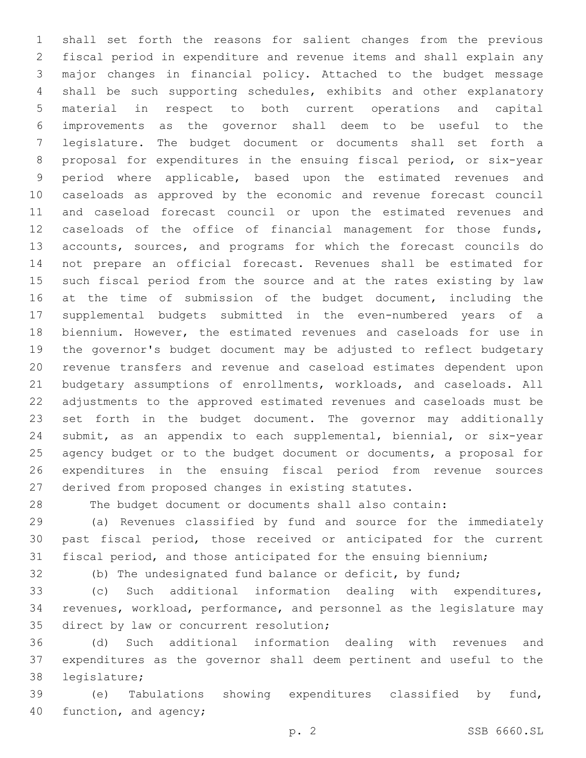shall set forth the reasons for salient changes from the previous fiscal period in expenditure and revenue items and shall explain any major changes in financial policy. Attached to the budget message shall be such supporting schedules, exhibits and other explanatory material in respect to both current operations and capital improvements as the governor shall deem to be useful to the legislature. The budget document or documents shall set forth a proposal for expenditures in the ensuing fiscal period, or six-year period where applicable, based upon the estimated revenues and caseloads as approved by the economic and revenue forecast council and caseload forecast council or upon the estimated revenues and caseloads of the office of financial management for those funds, accounts, sources, and programs for which the forecast councils do not prepare an official forecast. Revenues shall be estimated for such fiscal period from the source and at the rates existing by law at the time of submission of the budget document, including the supplemental budgets submitted in the even-numbered years of a biennium. However, the estimated revenues and caseloads for use in the governor's budget document may be adjusted to reflect budgetary revenue transfers and revenue and caseload estimates dependent upon budgetary assumptions of enrollments, workloads, and caseloads. All adjustments to the approved estimated revenues and caseloads must be set forth in the budget document. The governor may additionally submit, as an appendix to each supplemental, biennial, or six-year agency budget or to the budget document or documents, a proposal for expenditures in the ensuing fiscal period from revenue sources derived from proposed changes in existing statutes.

The budget document or documents shall also contain:

(a) Revenues classified by fund and source for the immediately past fiscal period, those received or anticipated for the current fiscal period, and those anticipated for the ensuing biennium;

(b) The undesignated fund balance or deficit, by fund;

(c) Such additional information dealing with expenditures, revenues, workload, performance, and personnel as the legislature may direct by law or concurrent resolution;

(d) Such additional information dealing with revenues and expenditures as the governor shall deem pertinent and useful to the legislature;

(e) Tabulations showing expenditures classified by fund, function, and agency;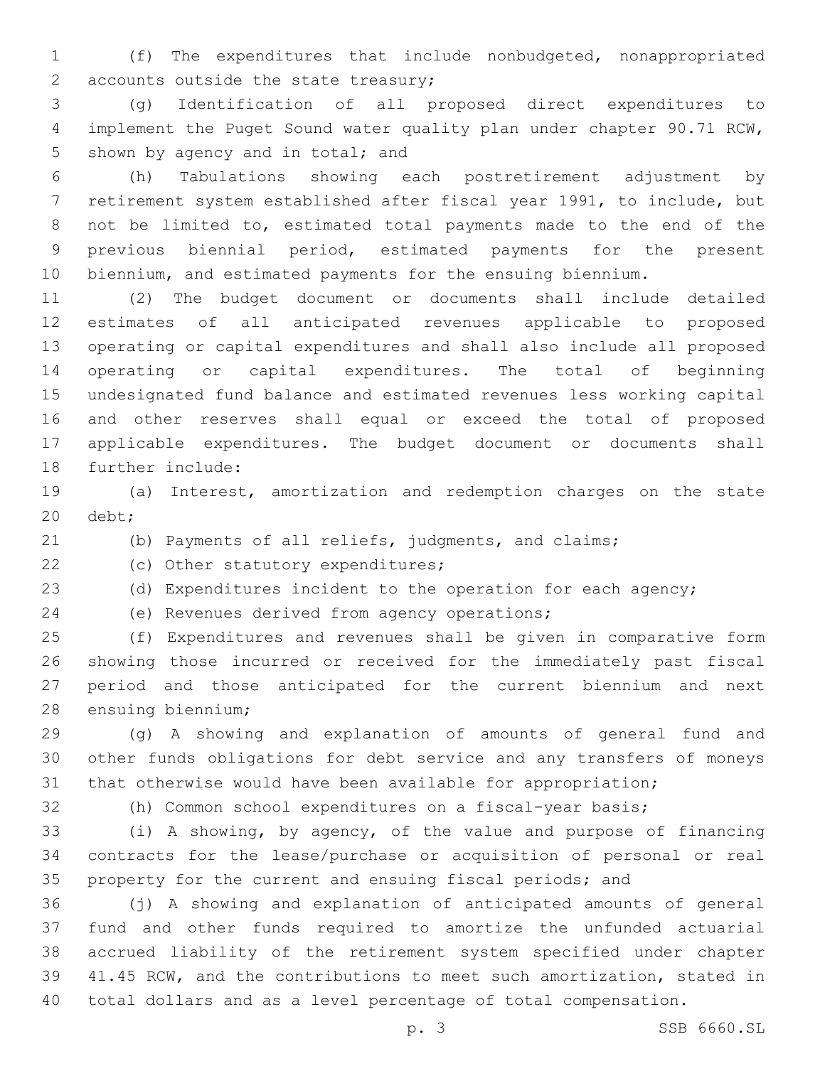(f) The expenditures that include nonbudgeted, nonappropriated accounts outside the state treasury;

(g) Identification of all proposed direct expenditures to implement the Puget Sound water quality plan under chapter 90.71 RCW, shown by agency and in total; and

(h) Tabulations showing each postretirement adjustment by retirement system established after fiscal year 1991, to include, but not be limited to, estimated total payments made to the end of the previous biennial period, estimated payments for the present biennium, and estimated payments for the ensuing biennium.

(2) The budget document or documents shall include detailed estimates of all anticipated revenues applicable to proposed operating or capital expenditures and shall also include all proposed operating or capital expenditures. The total of beginning undesignated fund balance and estimated revenues less working capital and other reserves shall equal or exceed the total of proposed applicable expenditures. The budget document or documents shall further include:

(a) Interest, amortization and redemption charges on the state debt;

(b) Payments of all reliefs, judgments, and claims;

(c) Other statutory expenditures;

(d) Expenditures incident to the operation for each agency;

(e) Revenues derived from agency operations;

(f) Expenditures and revenues shall be given in comparative form showing those incurred or received for the immediately past fiscal period and those anticipated for the current biennium and next ensuing biennium;

(g) A showing and explanation of amounts of general fund and other funds obligations for debt service and any transfers of moneys that otherwise would have been available for appropriation;

(h) Common school expenditures on a fiscal-year basis;

(i) A showing, by agency, of the value and purpose of financing contracts for the lease/purchase or acquisition of personal or real property for the current and ensuing fiscal periods; and

(j) A showing and explanation of anticipated amounts of general fund and other funds required to amortize the unfunded actuarial accrued liability of the retirement system specified under chapter 41.45 RCW, and the contributions to meet such amortization, stated in total dollars and as a level percentage of total compensation.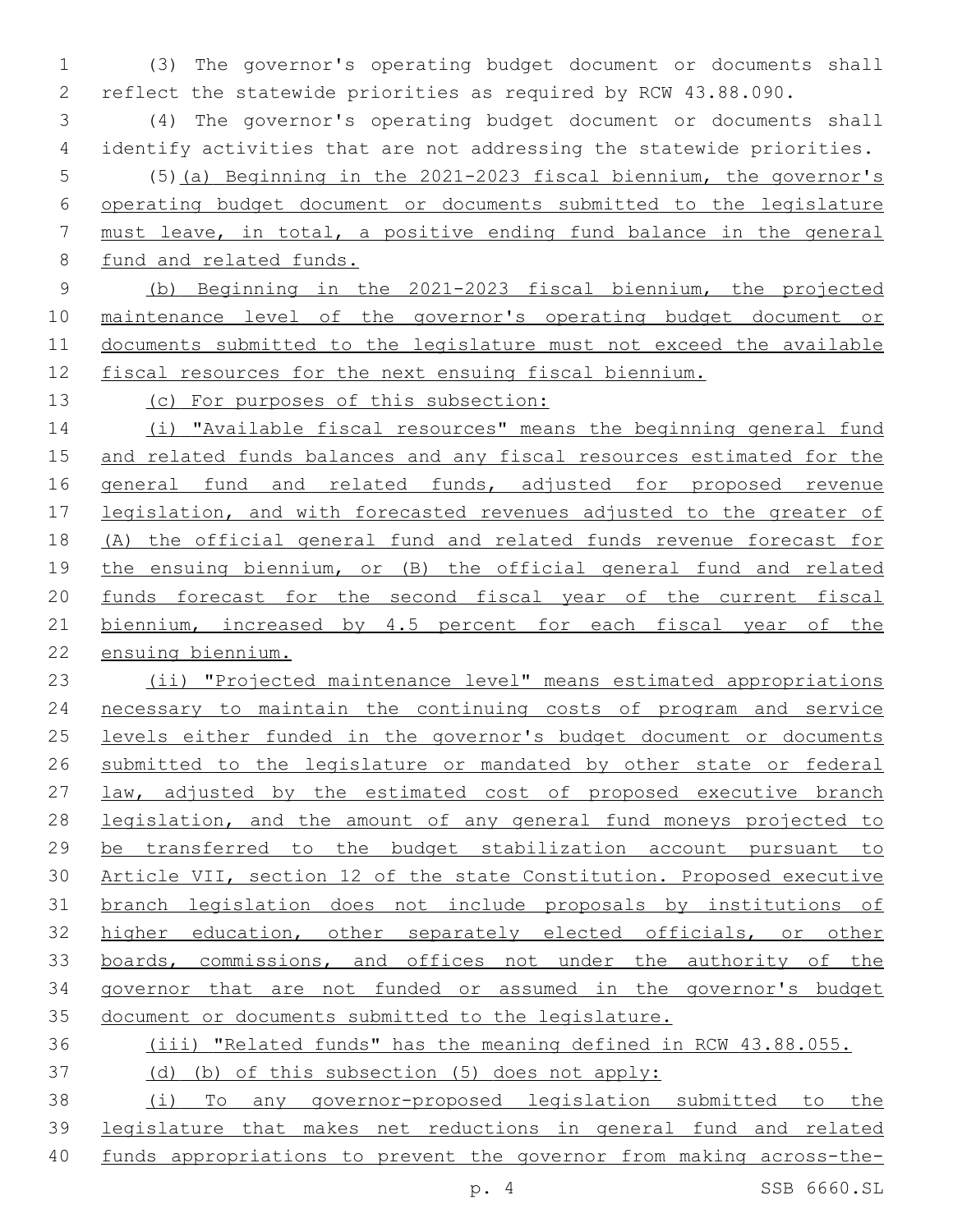(3) The governor's operating budget document or documents shall reflect the statewide priorities as required by RCW 43.88.090.

(4) The governor's operating budget document or documents shall identify activities that are not addressing the statewide priorities.

(5)(a) Beginning in the 2021-2023 fiscal biennium, the governor's operating budget document or documents submitted to the legislature must leave, in total, a positive ending fund balance in the general fund and related funds.

(b) Beginning in the 2021-2023 fiscal biennium, the projected maintenance level of the governor's operating budget document or documents submitted to the legislature must not exceed the available fiscal resources for the next ensuing fiscal biennium.

(c) For purposes of this subsection:

(i) "Available fiscal resources" means the beginning general fund and related funds balances and any fiscal resources estimated for the general fund and related funds, adjusted for proposed revenue legislation, and with forecasted revenues adjusted to the greater of (A) the official general fund and related funds revenue forecast for the ensuing biennium, or (B) the official general fund and related funds forecast for the second fiscal year of the current fiscal biennium, increased by 4.5 percent for each fiscal year of the ensuing biennium.

(ii) "Projected maintenance level" means estimated appropriations necessary to maintain the continuing costs of program and service levels either funded in the governor's budget document or documents submitted to the legislature or mandated by other state or federal law, adjusted by the estimated cost of proposed executive branch legislation, and the amount of any general fund moneys projected to be transferred to the budget stabilization account pursuant to Article VII, section 12 of the state Constitution. Proposed executive branch legislation does not include proposals by institutions of higher education, other separately elected officials, or other boards, commissions, and offices not under the authority of the governor that are not funded or assumed in the governor's budget document or documents submitted to the legislature.

(iii) "Related funds" has the meaning defined in RCW 43.88.055.

(d) (b) of this subsection (5) does not apply:

(i) To any governor-proposed legislation submitted to the legislature that makes net reductions in general fund and related funds appropriations to prevent the governor from making across-the-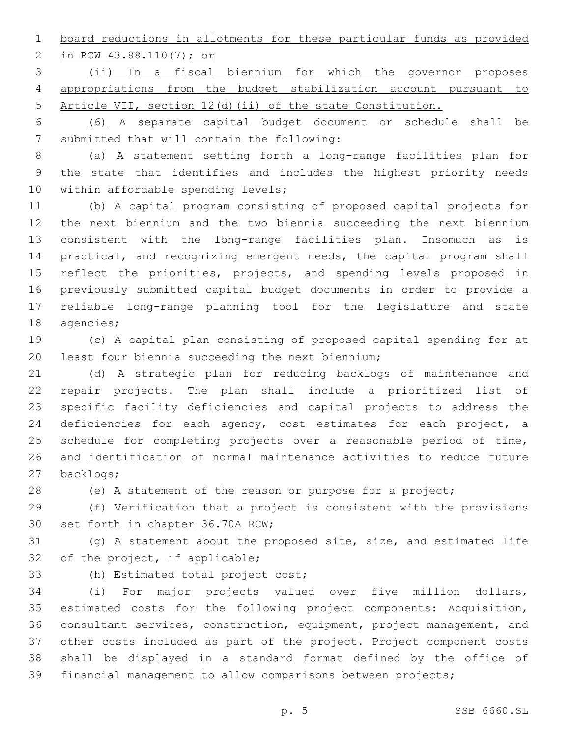board reductions in allotments for these particular funds as provided in RCW 43.88.110(7); or

(ii) In a fiscal biennium for which the governor proposes appropriations from the budget stabilization account pursuant to Article VII, section 12(d)(ii) of the state Constitution.

(6) A separate capital budget document or schedule shall be submitted that will contain the following:

(a) A statement setting forth a long-range facilities plan for the state that identifies and includes the highest priority needs within affordable spending levels;

(b) A capital program consisting of proposed capital projects for the next biennium and the two biennia succeeding the next biennium consistent with the long-range facilities plan. Insomuch as is practical, and recognizing emergent needs, the capital program shall reflect the priorities, projects, and spending levels proposed in previously submitted capital budget documents in order to provide a reliable long-range planning tool for the legislature and state agencies;

(c) A capital plan consisting of proposed capital spending for at least four biennia succeeding the next biennium;

(d) A strategic plan for reducing backlogs of maintenance and repair projects. The plan shall include a prioritized list of specific facility deficiencies and capital projects to address the deficiencies for each agency, cost estimates for each project, a schedule for completing projects over a reasonable period of time, and identification of normal maintenance activities to reduce future backlogs;

(e) A statement of the reason or purpose for a project;

(f) Verification that a project is consistent with the provisions set forth in chapter 36.70A RCW;

(g) A statement about the proposed site, size, and estimated life of the project, if applicable;

(h) Estimated total project cost;

(i) For major projects valued over five million dollars, estimated costs for the following project components: Acquisition, consultant services, construction, equipment, project management, and other costs included as part of the project. Project component costs shall be displayed in a standard format defined by the office of financial management to allow comparisons between projects;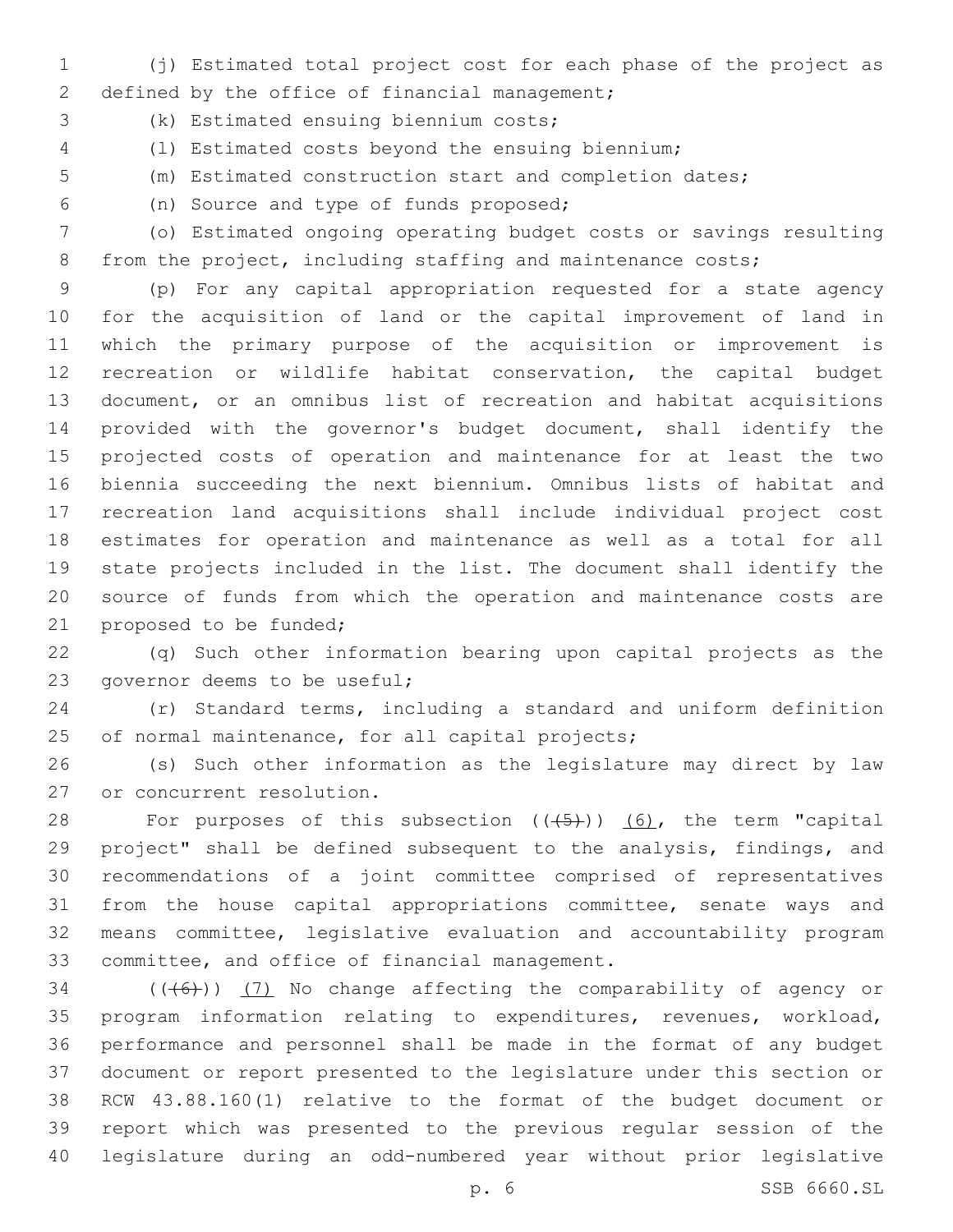(j) Estimated total project cost for each phase of the project as defined by the office of financial management;

(k) Estimated ensuing biennium costs;

(l) Estimated costs beyond the ensuing biennium;

(m) Estimated construction start and completion dates;

(n) Source and type of funds proposed;

(o) Estimated ongoing operating budget costs or savings resulting from the project, including staffing and maintenance costs;

(p) For any capital appropriation requested for a state agency for the acquisition of land or the capital improvement of land in which the primary purpose of the acquisition or improvement is recreation or wildlife habitat conservation, the capital budget document, or an omnibus list of recreation and habitat acquisitions provided with the governor's budget document, shall identify the projected costs of operation and maintenance for at least the two biennia succeeding the next biennium. Omnibus lists of habitat and recreation land acquisitions shall include individual project cost estimates for operation and maintenance as well as a total for all state projects included in the list. The document shall identify the source of funds from which the operation and maintenance costs are proposed to be funded;

(q) Such other information bearing upon capital projects as the governor deems to be useful;

(r) Standard terms, including a standard and uniform definition of normal maintenance, for all capital projects;

(s) Such other information as the legislature may direct by law or concurrent resolution.

For purposes of this subsection ((~~(5)~~)) <u>(6)</u>, the term "capital project" shall be defined subsequent to the analysis, findings, and recommendations of a joint committee comprised of representatives from the house capital appropriations committee, senate ways and means committee, legislative evaluation and accountability program committee, and office of financial management.

((~~(6)~~)) <u>(7)</u> No change affecting the comparability of agency or program information relating to expenditures, revenues, workload, performance and personnel shall be made in the format of any budget document or report presented to the legislature under this section or RCW 43.88.160(1) relative to the format of the budget document or report which was presented to the previous regular session of the legislature during an odd-numbered year without prior legislative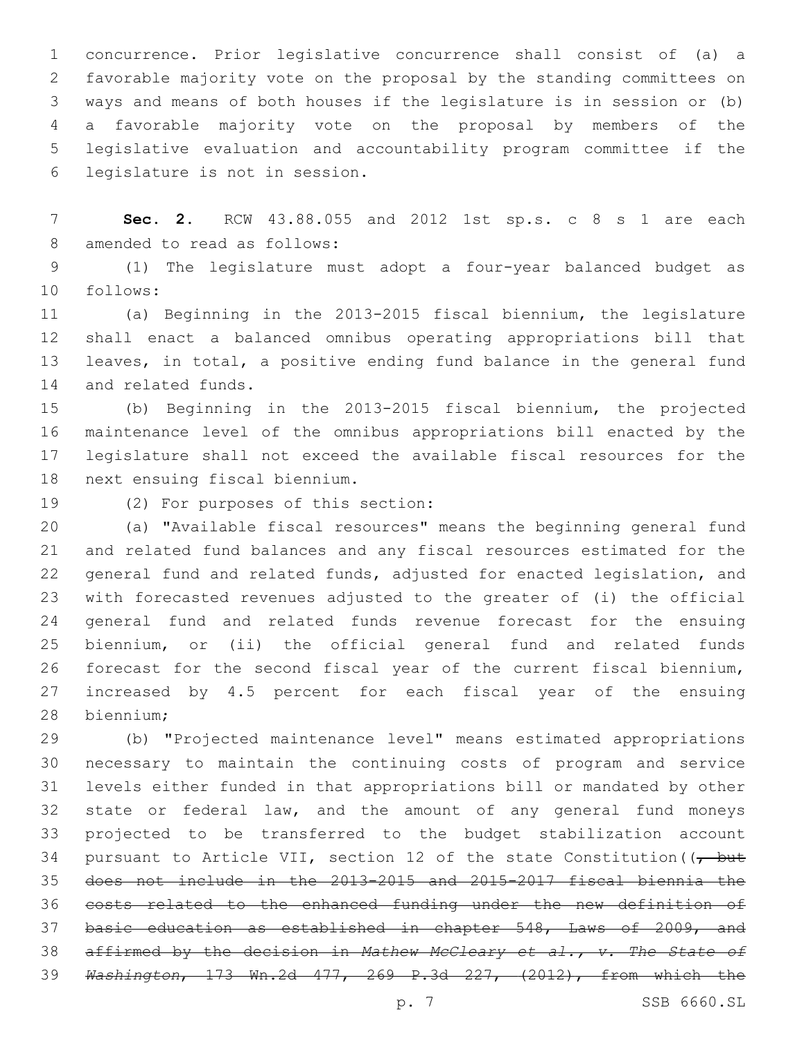concurrence. Prior legislative concurrence shall consist of (a) a favorable majority vote on the proposal by the standing committees on ways and means of both houses if the legislature is in session or (b) a favorable majority vote on the proposal by members of the legislative evaluation and accountability program committee if the legislature is not in session.

**Sec. 2.** RCW 43.88.055 and 2012 1st sp.s. c 8 s 1 are each amended to read as follows:

(1) The legislature must adopt a four-year balanced budget as follows:

(a) Beginning in the 2013-2015 fiscal biennium, the legislature shall enact a balanced omnibus operating appropriations bill that leaves, in total, a positive ending fund balance in the general fund and related funds.

(b) Beginning in the 2013-2015 fiscal biennium, the projected maintenance level of the omnibus appropriations bill enacted by the legislature shall not exceed the available fiscal resources for the next ensuing fiscal biennium.

(2) For purposes of this section:

(a) "Available fiscal resources" means the beginning general fund and related fund balances and any fiscal resources estimated for the general fund and related funds, adjusted for enacted legislation, and with forecasted revenues adjusted to the greater of (i) the official general fund and related funds revenue forecast for the ensuing biennium, or (ii) the official general fund and related funds forecast for the second fiscal year of the current fiscal biennium, increased by 4.5 percent for each fiscal year of the ensuing biennium;

(b) "Projected maintenance level" means estimated appropriations necessary to maintain the continuing costs of program and service levels either funded in that appropriations bill or mandated by other state or federal law, and the amount of any general fund moneys projected to be transferred to the budget stabilization account pursuant to Article VII, section 12 of the state Constitution((~~, but does not include in the 2013-2015 and 2015-2017 fiscal biennia the costs related to the enhanced funding under the new definition of basic education as established in chapter 548, Laws of 2009, and affirmed by the decision in *Mathew McCleary et al., v. The State of Washington*, 173 Wn.2d 477, 269 P.3d 227, (2012), from which the~~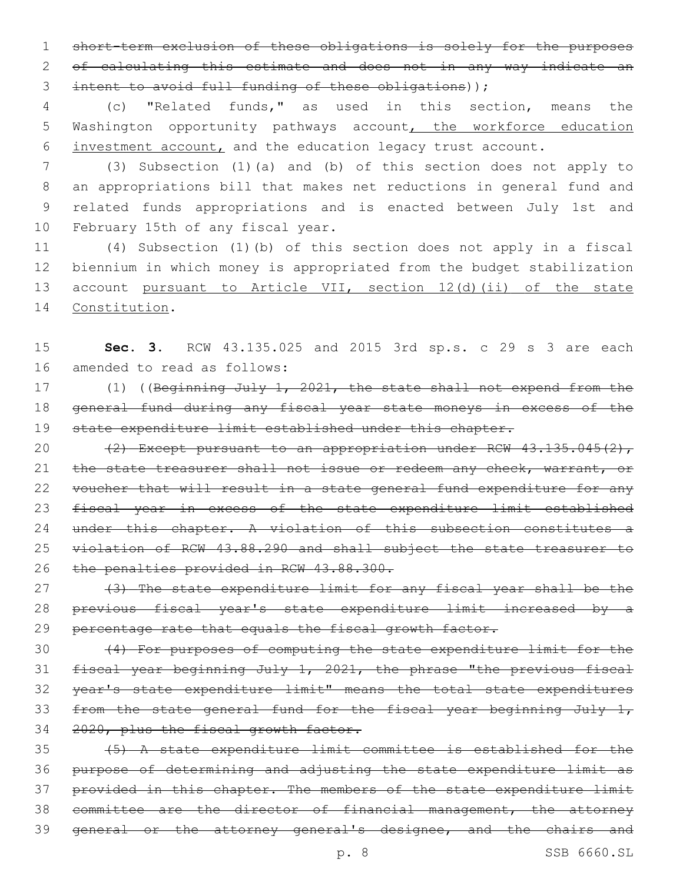~~short-term exclusion of these obligations is solely for the purposes of calculating this estimate and does not in any way indicate an intent to avoid full funding of these obligations~~));

(c) "Related funds," as used in this section, means the Washington opportunity pathways account<u>, the workforce education investment account,</u> and the education legacy trust account.

(3) Subsection (1)(a) and (b) of this section does not apply to an appropriations bill that makes net reductions in general fund and related funds appropriations and is enacted between July 1st and February 15th of any fiscal year.

(4) Subsection (1)(b) of this section does not apply in a fiscal biennium in which money is appropriated from the budget stabilization account <u>pursuant to Article VII, section 12(d)(ii) of the state Constitution</u>.

**Sec. 3.** RCW 43.135.025 and 2015 3rd sp.s. c 29 s 3 are each amended to read as follows:

(1) ((~~Beginning July 1, 2021, the state shall not expend from the general fund during any fiscal year state moneys in excess of the state expenditure limit established under this chapter.~~

~~(2) Except pursuant to an appropriation under RCW 43.135.045(2), the state treasurer shall not issue or redeem any check, warrant, or voucher that will result in a state general fund expenditure for any fiscal year in excess of the state expenditure limit established under this chapter. A violation of this subsection constitutes a violation of RCW 43.88.290 and shall subject the state treasurer to the penalties provided in RCW 43.88.300.~~

~~(3) The state expenditure limit for any fiscal year shall be the previous fiscal year's state expenditure limit increased by a percentage rate that equals the fiscal growth factor.~~

~~(4) For purposes of computing the state expenditure limit for the fiscal year beginning July 1, 2021, the phrase "the previous fiscal year's state expenditure limit" means the total state expenditures from the state general fund for the fiscal year beginning July 1, 2020, plus the fiscal growth factor.~~

~~(5) A state expenditure limit committee is established for the purpose of determining and adjusting the state expenditure limit as provided in this chapter. The members of the state expenditure limit committee are the director of financial management, the attorney general or the attorney general's designee, and the chairs and~~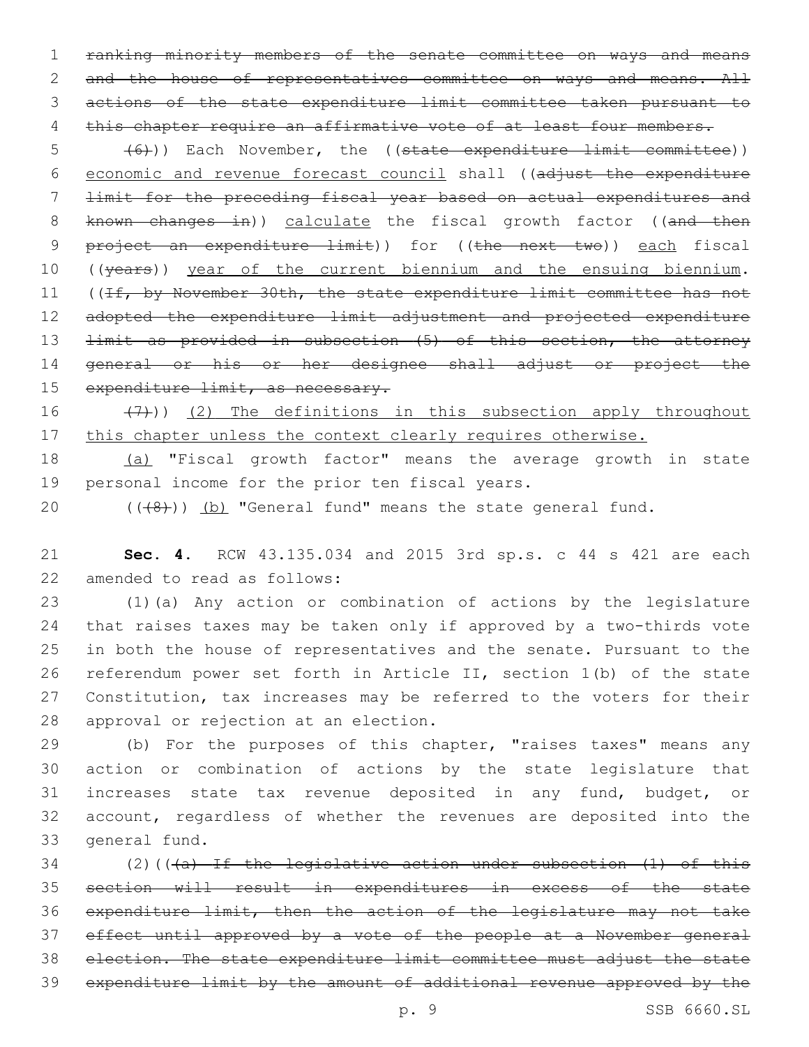~~ranking minority members of the senate committee on ways and means and the house of representatives committee on ways and means. All actions of the state expenditure limit committee taken pursuant to this chapter require an affirmative vote of at least four members.~~

~~(6)~~)) Each November, the ((~~state expenditure limit committee~~)) economic and revenue forecast council shall ((~~adjust the expenditure limit for the preceding fiscal year based on actual expenditures and known changes in~~)) calculate the fiscal growth factor ((~~and then project an expenditure limit~~)) for ((~~the next two~~)) each fiscal ((~~years~~)) year of the current biennium and the ensuing biennium. ((~~If, by November 30th, the state expenditure limit committee has not adopted the expenditure limit adjustment and projected expenditure limit as provided in subsection (5) of this section, the attorney general or his or her designee shall adjust or project the expenditure limit, as necessary.~~

~~(7)~~)) (2) The definitions in this subsection apply throughout this chapter unless the context clearly requires otherwise.

(a) "Fiscal growth factor" means the average growth in state personal income for the prior ten fiscal years.

((~~(8)~~)) (b) "General fund" means the state general fund.

**Sec. 4.** RCW 43.135.034 and 2015 3rd sp.s. c 44 s 421 are each amended to read as follows:

(1)(a) Any action or combination of actions by the legislature that raises taxes may be taken only if approved by a two-thirds vote in both the house of representatives and the senate. Pursuant to the referendum power set forth in Article II, section 1(b) of the state Constitution, tax increases may be referred to the voters for their approval or rejection at an election.

(b) For the purposes of this chapter, "raises taxes" means any action or combination of actions by the state legislature that increases state tax revenue deposited in any fund, budget, or account, regardless of whether the revenues are deposited into the general fund.

(2)((~~(a) If the legislative action under subsection (1) of this section will result in expenditures in excess of the state expenditure limit, then the action of the legislature may not take effect until approved by a vote of the people at a November general election. The state expenditure limit committee must adjust the state expenditure limit by the amount of additional revenue approved by the~~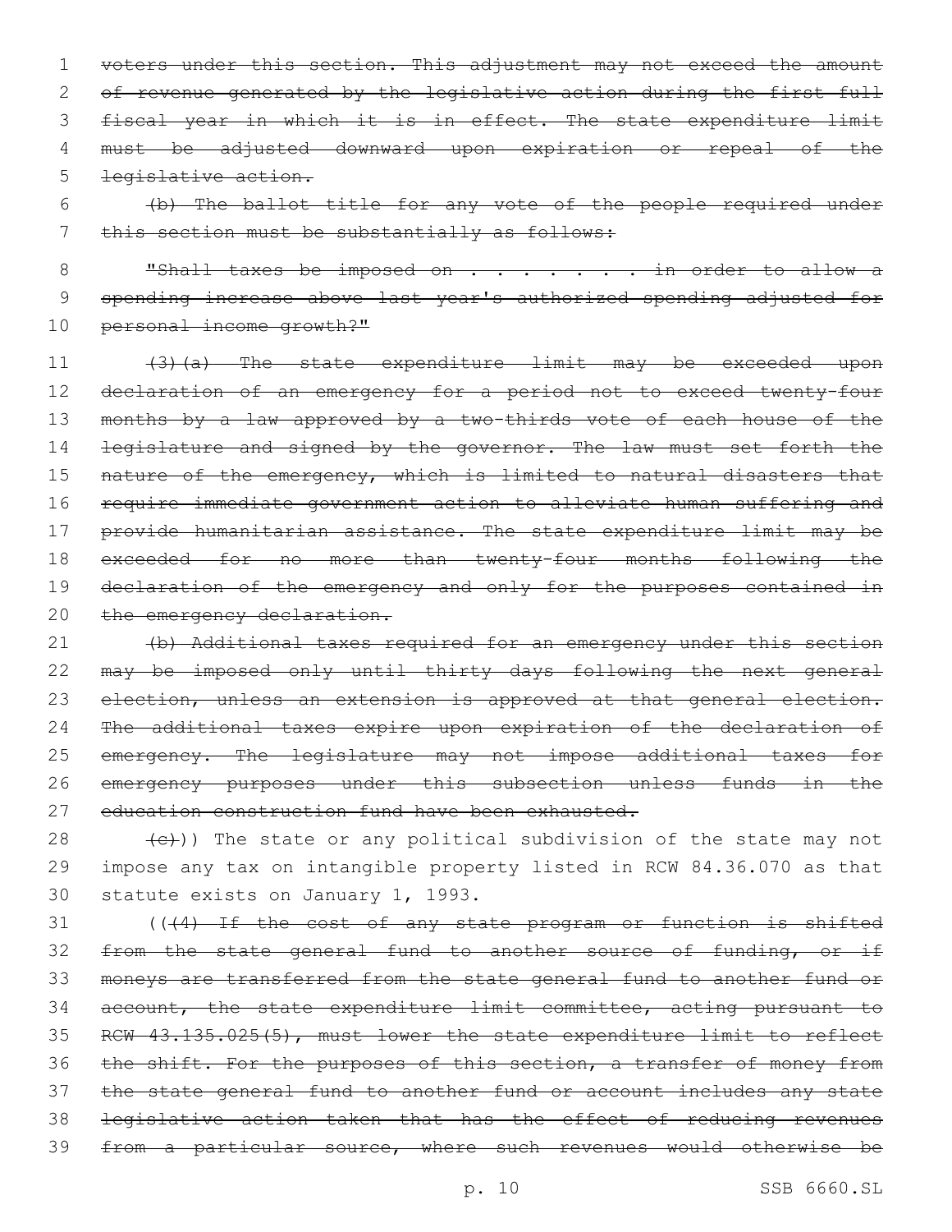~~voters under this section. This adjustment may not exceed the amount of revenue generated by the legislative action during the first full fiscal year in which it is in effect. The state expenditure limit must be adjusted downward upon expiration or repeal of the legislative action.~~

~~(b) The ballot title for any vote of the people required under this section must be substantially as follows:~~

~~"Shall taxes be imposed on . . . . . . . . in order to allow a spending increase above last year's authorized spending adjusted for personal income growth?"~~

~~(3)(a) The state expenditure limit may be exceeded upon declaration of an emergency for a period not to exceed twenty-four months by a law approved by a two-thirds vote of each house of the legislature and signed by the governor. The law must set forth the nature of the emergency, which is limited to natural disasters that require immediate government action to alleviate human suffering and provide humanitarian assistance. The state expenditure limit may be exceeded for no more than twenty-four months following the declaration of the emergency and only for the purposes contained in the emergency declaration.~~

~~(b) Additional taxes required for an emergency under this section may be imposed only until thirty days following the next general election, unless an extension is approved at that general election. The additional taxes expire upon expiration of the declaration of emergency. The legislature may not impose additional taxes for emergency purposes under this subsection unless funds in the education construction fund have been exhausted.~~

~~(c)~~)) The state or any political subdivision of the state may not impose any tax on intangible property listed in RCW 84.36.070 as that statute exists on January 1, 1993.

((~~(4) If the cost of any state program or function is shifted from the state general fund to another source of funding, or if moneys are transferred from the state general fund to another fund or account, the state expenditure limit committee, acting pursuant to RCW 43.135.025(5), must lower the state expenditure limit to reflect the shift. For the purposes of this section, a transfer of money from the state general fund to another fund or account includes any state legislative action taken that has the effect of reducing revenues from a particular source, where such revenues would otherwise be~~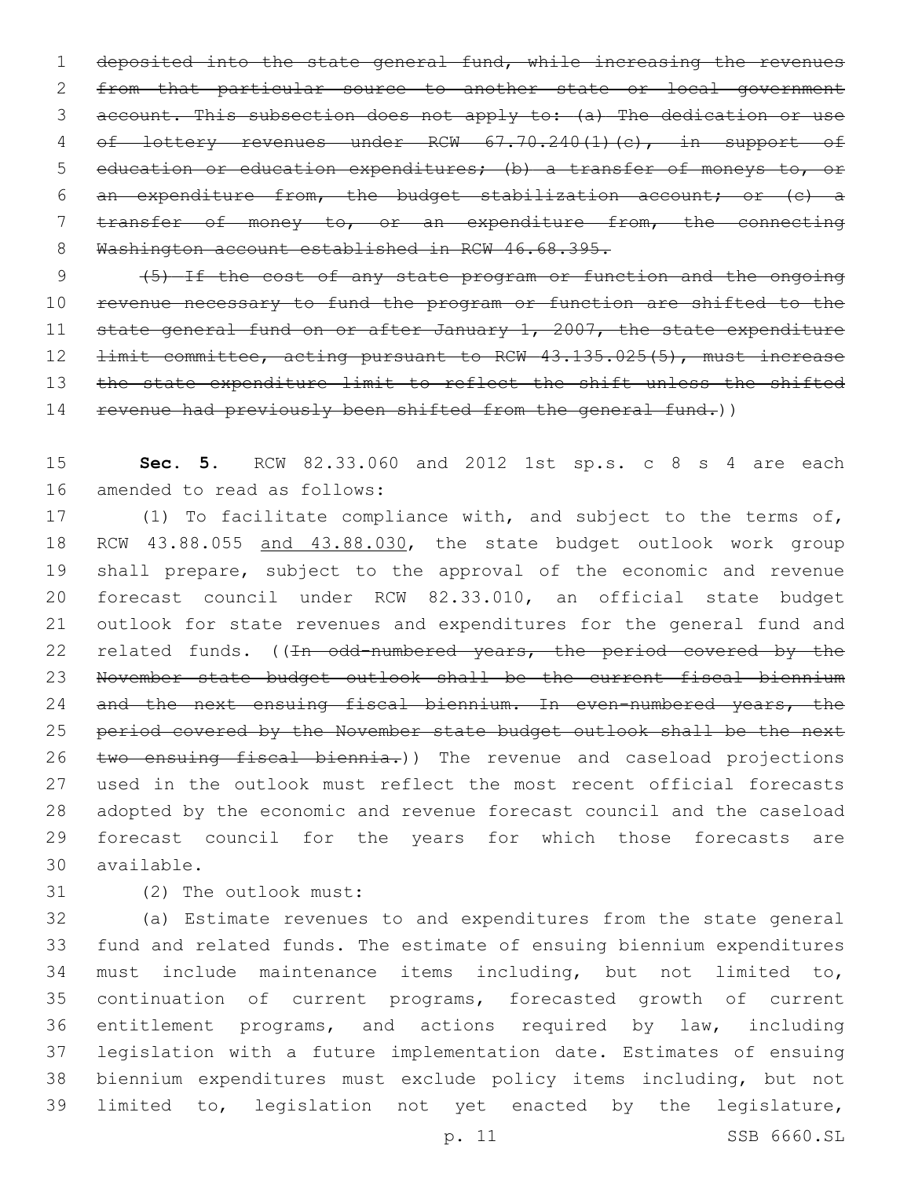~~deposited into the state general fund, while increasing the revenues from that particular source to another state or local government account. This subsection does not apply to: (a) The dedication or use of lottery revenues under RCW 67.70.240(1)(c), in support of education or education expenditures; (b) a transfer of moneys to, or an expenditure from, the budget stabilization account; or (c) a transfer of money to, or an expenditure from, the connecting Washington account established in RCW 46.68.395.~~

~~(5) If the cost of any state program or function and the ongoing revenue necessary to fund the program or function are shifted to the state general fund on or after January 1, 2007, the state expenditure limit committee, acting pursuant to RCW 43.135.025(5), must increase the state expenditure limit to reflect the shift unless the shifted revenue had previously been shifted from the general fund.~~))

**Sec. 5.** RCW 82.33.060 and 2012 1st sp.s. c 8 s 4 are each amended to read as follows:

(1) To facilitate compliance with, and subject to the terms of, RCW 43.88.055 <u>and 43.88.030</u>, the state budget outlook work group shall prepare, subject to the approval of the economic and revenue forecast council under RCW 82.33.010, an official state budget outlook for state revenues and expenditures for the general fund and related funds. ((~~In odd-numbered years, the period covered by the November state budget outlook shall be the current fiscal biennium and the next ensuing fiscal biennium. In even-numbered years, the period covered by the November state budget outlook shall be the next two ensuing fiscal biennia.~~)) The revenue and caseload projections used in the outlook must reflect the most recent official forecasts adopted by the economic and revenue forecast council and the caseload forecast council for the years for which those forecasts are available.

(2) The outlook must:

(a) Estimate revenues to and expenditures from the state general fund and related funds. The estimate of ensuing biennium expenditures must include maintenance items including, but not limited to, continuation of current programs, forecasted growth of current entitlement programs, and actions required by law, including legislation with a future implementation date. Estimates of ensuing biennium expenditures must exclude policy items including, but not limited to, legislation not yet enacted by the legislature,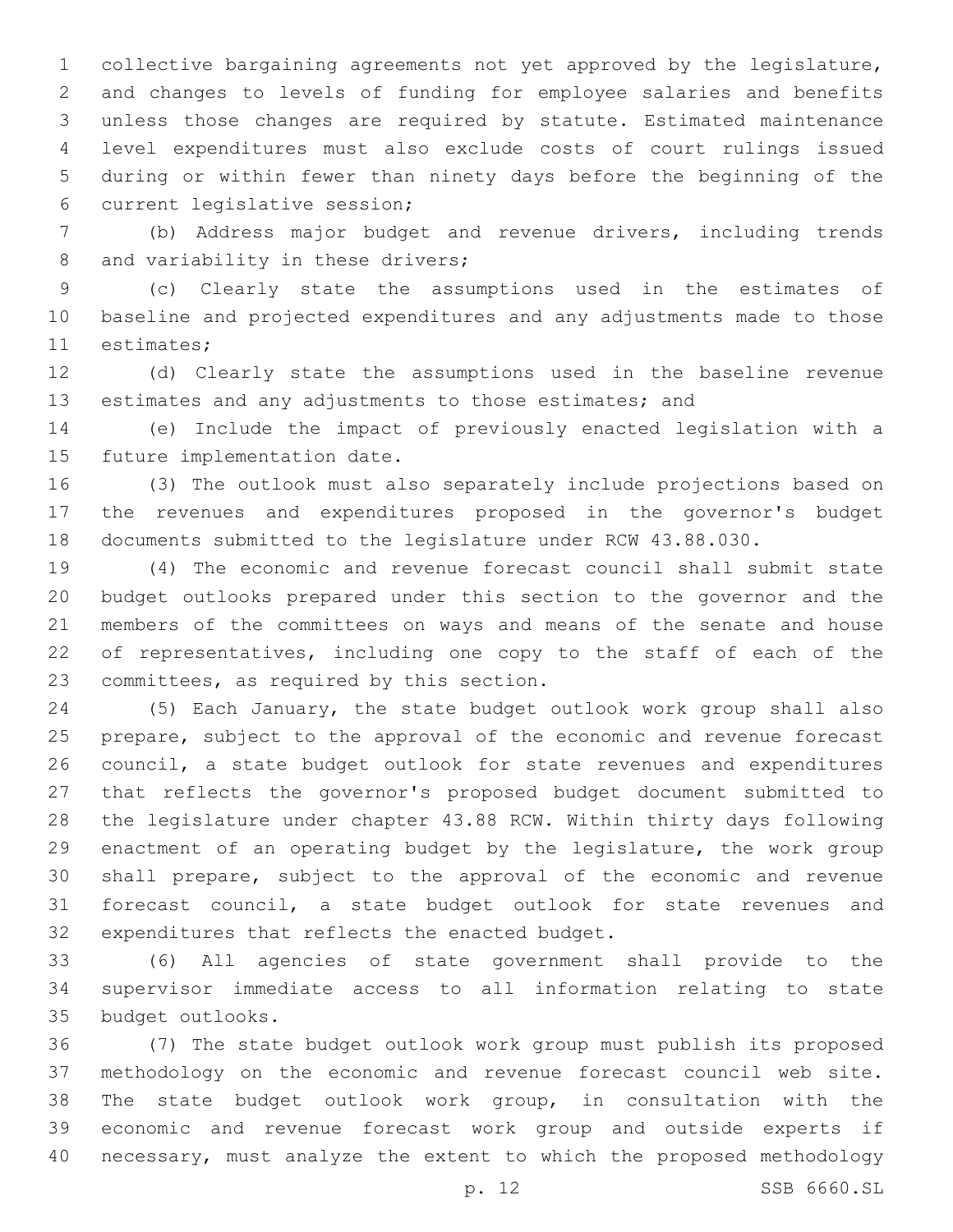collective bargaining agreements not yet approved by the legislature, and changes to levels of funding for employee salaries and benefits unless those changes are required by statute. Estimated maintenance level expenditures must also exclude costs of court rulings issued during or within fewer than ninety days before the beginning of the current legislative session;

(b) Address major budget and revenue drivers, including trends and variability in these drivers;

(c) Clearly state the assumptions used in the estimates of baseline and projected expenditures and any adjustments made to those estimates;

(d) Clearly state the assumptions used in the baseline revenue estimates and any adjustments to those estimates; and

(e) Include the impact of previously enacted legislation with a future implementation date.

(3) The outlook must also separately include projections based on the revenues and expenditures proposed in the governor's budget documents submitted to the legislature under RCW 43.88.030.

(4) The economic and revenue forecast council shall submit state budget outlooks prepared under this section to the governor and the members of the committees on ways and means of the senate and house of representatives, including one copy to the staff of each of the committees, as required by this section.

(5) Each January, the state budget outlook work group shall also prepare, subject to the approval of the economic and revenue forecast council, a state budget outlook for state revenues and expenditures that reflects the governor's proposed budget document submitted to the legislature under chapter 43.88 RCW. Within thirty days following enactment of an operating budget by the legislature, the work group shall prepare, subject to the approval of the economic and revenue forecast council, a state budget outlook for state revenues and expenditures that reflects the enacted budget.

(6) All agencies of state government shall provide to the supervisor immediate access to all information relating to state budget outlooks.

(7) The state budget outlook work group must publish its proposed methodology on the economic and revenue forecast council web site. The state budget outlook work group, in consultation with the economic and revenue forecast work group and outside experts if necessary, must analyze the extent to which the proposed methodology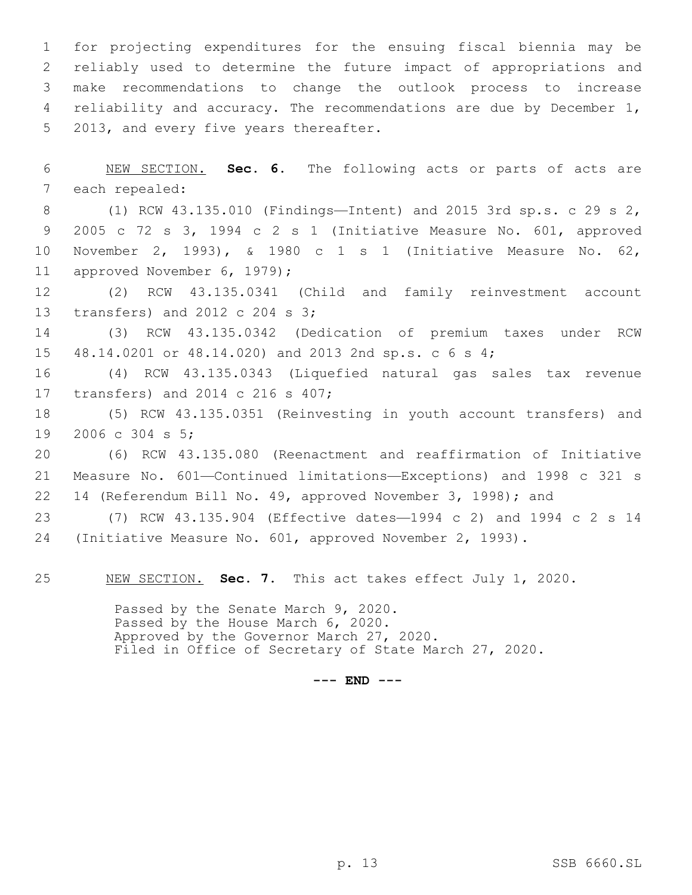for projecting expenditures for the ensuing fiscal biennia may be reliably used to determine the future impact of appropriations and make recommendations to change the outlook process to increase reliability and accuracy. The recommendations are due by December 1, 2013, and every five years thereafter.

NEW SECTION. **Sec. 6.** The following acts or parts of acts are each repealed:

(1) RCW 43.135.010 (Findings—Intent) and 2015 3rd sp.s. c 29 s 2, 2005 c 72 s 3, 1994 c 2 s 1 (Initiative Measure No. 601, approved November 2, 1993), & 1980 c 1 s 1 (Initiative Measure No. 62, approved November 6, 1979);

(2) RCW 43.135.0341 (Child and family reinvestment account transfers) and 2012 c 204 s 3;

(3) RCW 43.135.0342 (Dedication of premium taxes under RCW 48.14.0201 or 48.14.020) and 2013 2nd sp.s. c 6 s 4;

(4) RCW 43.135.0343 (Liquefied natural gas sales tax revenue transfers) and 2014 c 216 s 407;

(5) RCW 43.135.0351 (Reinvesting in youth account transfers) and 2006 c 304 s 5;

(6) RCW 43.135.080 (Reenactment and reaffirmation of Initiative Measure No. 601—Continued limitations—Exceptions) and 1998 c 321 s 14 (Referendum Bill No. 49, approved November 3, 1998); and

(7) RCW 43.135.904 (Effective dates—1994 c 2) and 1994 c 2 s 14 (Initiative Measure No. 601, approved November 2, 1993).

NEW SECTION. **Sec. 7.** This act takes effect July 1, 2020.

Passed by the Senate March 9, 2020.
Passed by the House March 6, 2020.
Approved by the Governor March 27, 2020.
Filed in Office of Secretary of State March 27, 2020.

**--- END ---**